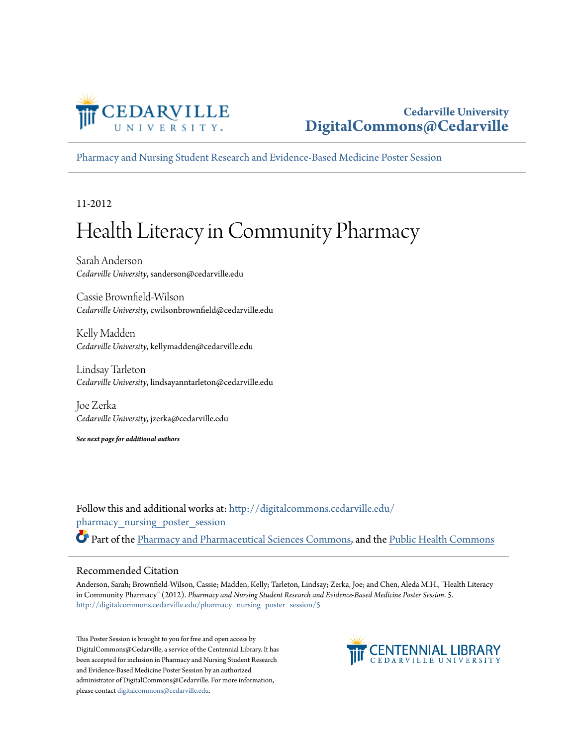Cedarville University
**DigitalCommons@Cedarville**

Pharmacy and Nursing Student Research and Evidence-Based Medicine Poster Session

11-2012

# Health Literacy in Community Pharmacy

Sarah Anderson
*Cedarville University*, sanderson@cedarville.edu

Cassie Brownfield-Wilson
*Cedarville University*, cwilsonbrownfield@cedarville.edu

Kelly Madden
*Cedarville University*, kellymadden@cedarville.edu

Lindsay Tarleton
*Cedarville University*, lindsayanntarleton@cedarville.edu

Joe Zerka
*Cedarville University*, jzerka@cedarville.edu

***See next page for additional authors***

Follow this and additional works at: http://digitalcommons.cedarville.edu/pharmacy_nursing_poster_session

Part of the Pharmacy and Pharmaceutical Sciences Commons, and the Public Health Commons

## Recommended Citation

Anderson, Sarah; Brownfield-Wilson, Cassie; Madden, Kelly; Tarleton, Lindsay; Zerka, Joe; and Chen, Aleda M.H., "Health Literacy in Community Pharmacy" (2012). *Pharmacy and Nursing Student Research and Evidence-Based Medicine Poster Session*. 5.
http://digitalcommons.cedarville.edu/pharmacy_nursing_poster_session/5

This Poster Session is brought to you for free and open access by DigitalCommons@Cedarville, a service of the Centennial Library. It has been accepted for inclusion in Pharmacy and Nursing Student Research and Evidence-Based Medicine Poster Session by an authorized administrator of DigitalCommons@Cedarville. For more information, please contact digitalcommons@cedarville.edu.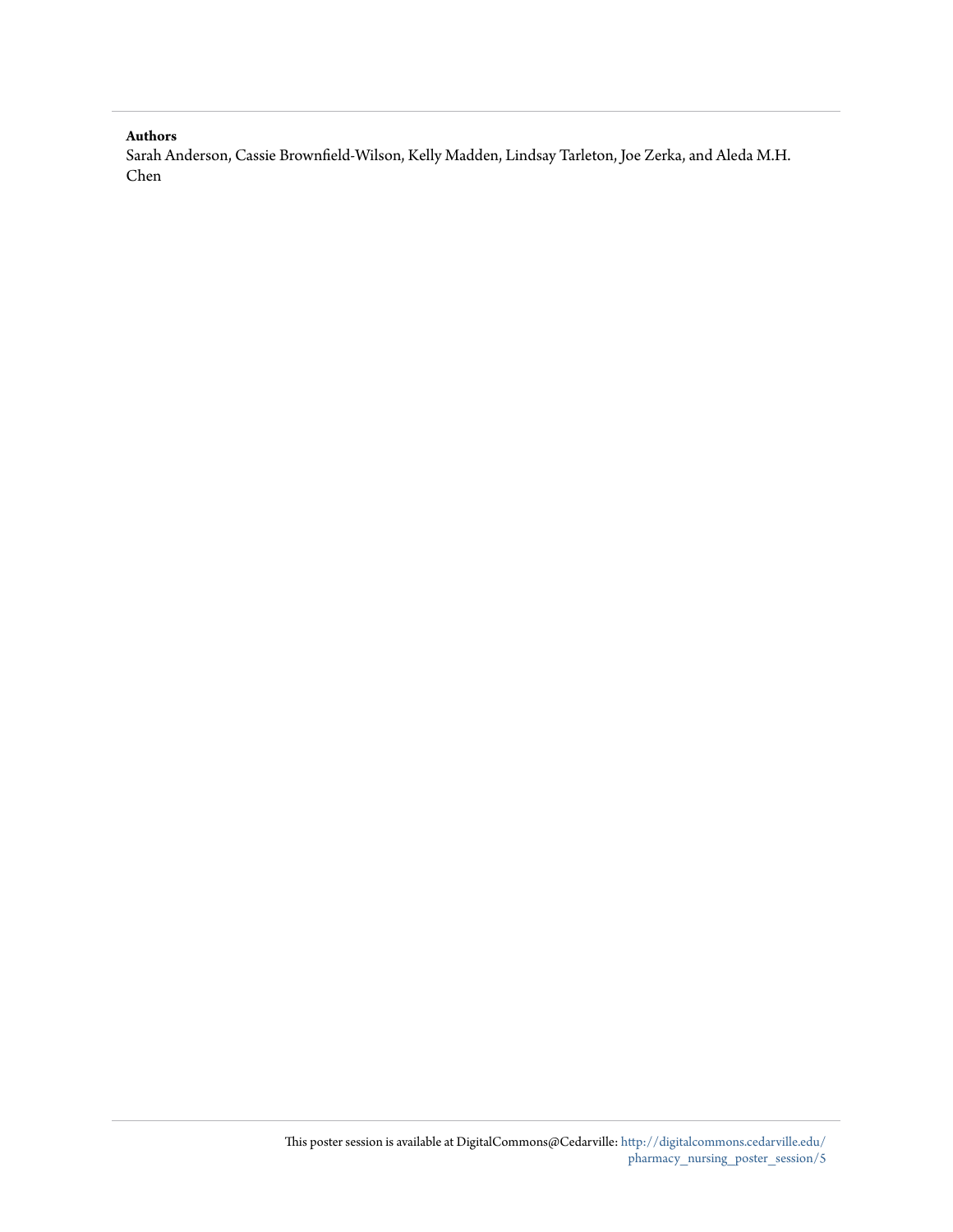**Authors**

Sarah Anderson, Cassie Brownfield-Wilson, Kelly Madden, Lindsay Tarleton, Joe Zerka, and Aleda M.H. Chen

This poster session is available at DigitalCommons@Cedarville: http://digitalcommons.cedarville.edu/pharmacy_nursing_poster_session/5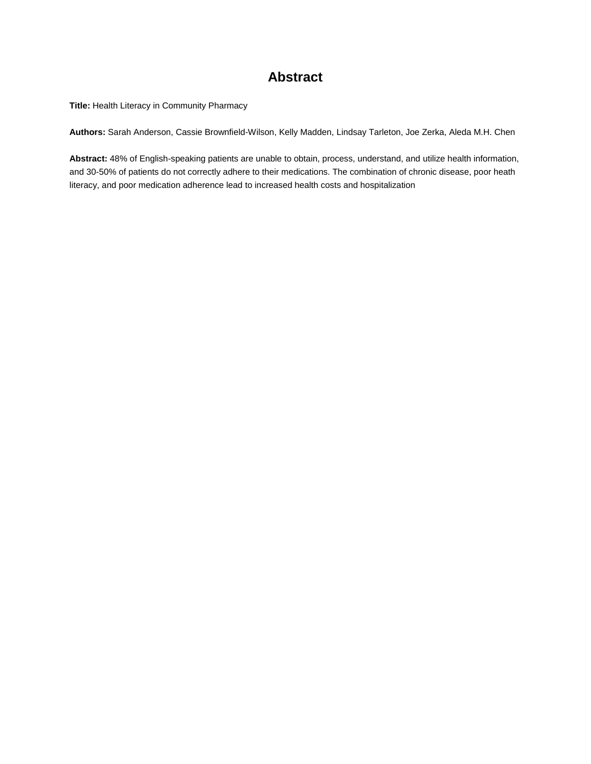# Abstract

**Title:** Health Literacy in Community Pharmacy

**Authors:** Sarah Anderson, Cassie Brownfield-Wilson, Kelly Madden, Lindsay Tarleton, Joe Zerka, Aleda M.H. Chen

**Abstract:** 48% of English-speaking patients are unable to obtain, process, understand, and utilize health information, and 30-50% of patients do not correctly adhere to their medications. The combination of chronic disease, poor heath literacy, and poor medication adherence lead to increased health costs and hospitalization